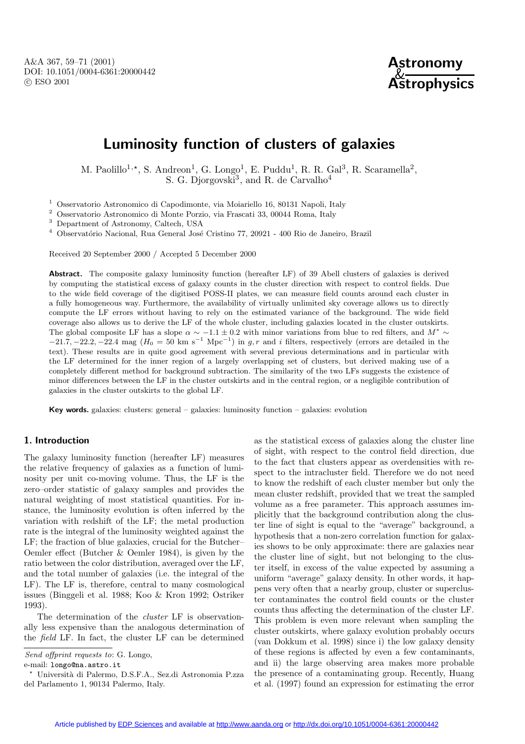# Luminosity function of clusters of galaxies

M. Paolillo[1,⋆], S. Andreon[1], G. Longo[1], E. Puddu[1], R. R. Gal[3], R. Scaramella[2], S. G. Djorgovski[3], and R. de Carvalho[4]

[1] Osservatorio Astronomico di Capodimonte, via Moiariello 16, 80131 Napoli, Italy
[2] Osservatorio Astronomico di Monte Porzio, via Frascati 33, 00044 Roma, Italy
[3] Department of Astronomy, Caltech, USA
[4] Observatório Nacional, Rua General José Cristino 77, 20921 - 400 Rio de Janeiro, Brazil

Received 20 September 2000 / Accepted 5 December 2000

**Abstract.** The composite galaxy luminosity function (hereafter LF) of 39 Abell clusters of galaxies is derived by computing the statistical excess of galaxy counts in the cluster direction with respect to control fields. Due to the wide field coverage of the digitised POSS-II plates, we can measure field counts around each cluster in a fully homogeneous way. Furthermore, the availability of virtually unlimited sky coverage allows us to directly compute the LF errors without having to rely on the estimated variance of the background. The wide field coverage also allows us to derive the LF of the whole cluster, including galaxies located in the cluster outskirts. The global composite LF has a slope $\alpha \sim -1.1 \pm 0.2$ with minor variations from blue to red filters, and $M^* \sim -21.7, -22.2, -22.4$ mag ($H_0 = 50$ km s$^{-1}$ Mpc$^{-1}$) in $g, r$ and $i$ filters, respectively (errors are detailed in the text). These results are in quite good agreement with several previous determinations and in particular with the LF determined for the inner region of a largely overlapping set of clusters, but derived making use of a completely different method for background subtraction. The similarity of the two LFs suggests the existence of minor differences between the LF in the cluster outskirts and in the central region, or a negligible contribution of galaxies in the cluster outskirts to the global LF.

**Key words.** galaxies: clusters: general – galaxies: luminosity function – galaxies: evolution

## 1. Introduction

The galaxy luminosity function (hereafter LF) measures the relative frequency of galaxies as a function of luminosity per unit co-moving volume. Thus, the LF is the zero–order statistic of galaxy samples and provides the natural weighting of most statistical quantities. For instance, the luminosity evolution is often inferred by the variation with redshift of the LF; the metal production rate is the integral of the luminosity weighted against the LF; the fraction of blue galaxies, crucial for the Butcher–Oemler effect (Butcher & Oemler 1984), is given by the ratio between the color distribution, averaged over the LF, and the total number of galaxies (i.e. the integral of the LF). The LF is, therefore, central to many cosmological issues (Binggeli et al. 1988; Koo & Kron 1992; Ostriker 1993).

The determination of the *cluster* LF is observationally less expensive than the analogous determination of the *field* LF. In fact, the cluster LF can be determined as the statistical excess of galaxies along the cluster line of sight, with respect to the control field direction, due to the fact that clusters appear as overdensities with respect to the intracluster field. Therefore we do not need to know the redshift of each cluster member but only the mean cluster redshift, provided that we treat the sampled volume as a free parameter. This approach assumes implicitly that the background contribution along the cluster line of sight is equal to the "average" background, a hypothesis that a non-zero correlation function for galaxies shows to be only approximate: there are galaxies near the cluster line of sight, but not belonging to the cluster itself, in excess of the value expected by assuming a uniform "average" galaxy density. In other words, it happens very often that a nearby group, cluster or supercluster contaminates the control field counts or the cluster counts thus affecting the determination of the cluster LF. This problem is even more relevant when sampling the cluster outskirts, where galaxy evolution probably occurs (van Dokkum et al. 1998) since i) the low galaxy density of these regions is affected by even a few contaminants, and ii) the large observing area makes more probable the presence of a contaminating group. Recently, Huang et al. (1997) found an expression for estimating the error

*Send offprint requests to*: G. Longo,
e-mail: longo@na.astro.it

⋆ Università di Palermo, D.S.F.A., Sez.di Astronomia P.zza del Parlamento 1, 90134 Palermo, Italy.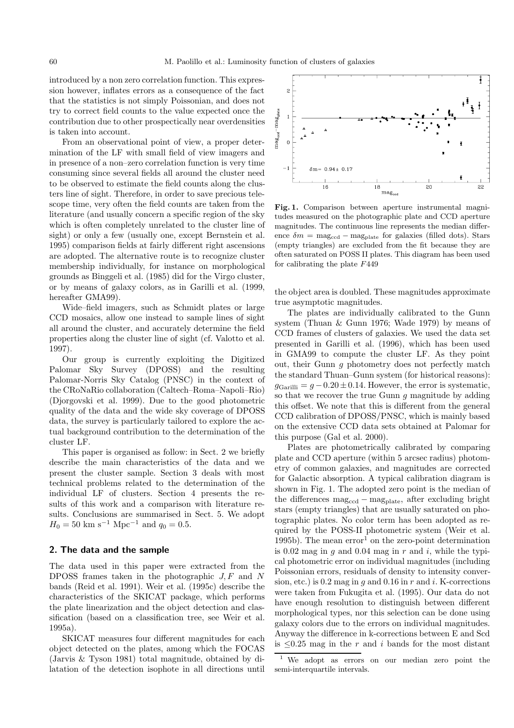introduced by a non zero correlation function. This expression however, inflates errors as a consequence of the fact that the statistics is not simply Poissonian, and does not try to correct field counts to the value expected once the contribution due to other prospectically near overdensities is taken into account.

From an observational point of view, a proper determination of the LF with small field of view imagers and in presence of a non–zero correlation function is very time consuming since several fields all around the cluster need to be observed to estimate the field counts along the clusters line of sight. Therefore, in order to save precious telescope time, very often the field counts are taken from the literature (and usually concern a specific region of the sky which is often completely unrelated to the cluster line of sight) or only a few (usually one, except Bernstein et al. 1995) comparison fields at fairly different right ascensions are adopted. The alternative route is to recognize cluster membership individually, for instance on morphological grounds as Binggeli et al. (1985) did for the Virgo cluster, or by means of galaxy colors, as in Garilli et al. (1999, hereafter GMA99).

Wide–field imagers, such as Schmidt plates or large CCD mosaics, allow one instead to sample lines of sight all around the cluster, and accurately determine the field properties along the cluster line of sight (cf. Valotto et al. 1997).

Our group is currently exploiting the Digitized Palomar Sky Survey (DPOSS) and the resulting Palomar-Norris Sky Catalog (PNSC) in the context of the CRoNaRio collaboration (Caltech–Roma–Napoli–Rio) (Djorgovski et al. 1999). Due to the good photometric quality of the data and the wide sky coverage of DPOSS data, the survey is particularly tailored to explore the actual background contribution to the determination of the cluster LF.

This paper is organised as follow: in Sect. 2 we briefly describe the main characteristics of the data and we present the cluster sample. Section 3 deals with most technical problems related to the determination of the individual LF of clusters. Section 4 presents the results of this work and a comparison with literature results. Conclusions are summarised in Sect. 5. We adopt $H_0 = 50$ km s$^{-1}$ Mpc$^{-1}$ and $q_0 = 0.5$.

## 2. The data and the sample

The data used in this paper were extracted from the DPOSS frames taken in the photographic $J, F$ and $N$ bands (Reid et al. 1991). Weir et al. (1995c) describe the characteristics of the SKICAT package, which performs the plate linearization and the object detection and classification (based on a classification tree, see Weir et al. 1995a).

SKICAT measures four different magnitudes for each object detected on the plates, among which the FOCAS (Jarvis & Tyson 1981) total magnitude, obtained by dilatation of the detection isophote in all directions until the object area is doubled. These magnitudes approximate true asymptotic magnitudes.

$\delta$m= 0.94± 0.17

mag$_{ccd}$ – mag$_{plate}$

mag$_{ccd}$

16 18 20 22

2 1 0 −1

**Fig. 1.** Comparison between aperture instrumental magnitudes measured on the photographic plate and CCD aperture magnitudes. The continuous line represents the median difference $\delta m = \mathrm{mag_{ccd}} - \mathrm{mag_{plate}}$ for galaxies (filled dots). Stars (empty triangles) are excluded from the fit because they are often saturated on POSS II plates. This diagram has been used for calibrating the plate $F449$

The plates are individually calibrated to the Gunn system (Thuan & Gunn 1976; Wade 1979) by means of CCD frames of clusters of galaxies. We used the data set presented in Garilli et al. (1996), which has been used in GMA99 to compute the cluster LF. As they point out, their Gunn $g$ photometry does not perfectly match the standard Thuan–Gunn system (for historical reasons): $g_{\mathrm{Garilli}} = g - 0.20 \pm 0.14$. However, the error is systematic, so that we recover the true Gunn $g$ magnitude by adding this offset. We note that this is different from the general CCD calibration of DPOSS/PNSC, which is mainly based on the extensive CCD data sets obtained at Palomar for this purpose (Gal et al. 2000).

Plates are photometrically calibrated by comparing plate and CCD aperture (within 5 arcsec radius) photometry of common galaxies, and magnitudes are corrected for Galactic absorption. A typical calibration diagram is shown in Fig. 1. The adopted zero point is the median of the differences $\mathrm{mag_{ccd}} - \mathrm{mag_{plate}}$, after excluding bright stars (empty triangles) that are usually saturated on photographic plates. No color term has been adopted as required by the POSS-II photometric system (Weir et al. 1995b). The mean error[1] on the zero-point determination is 0.02 mag in $g$ and 0.04 mag in $r$ and $i$, while the typical photometric error on individual magnitudes (including Poissonian errors, residuals of density to intensity conversion, etc.) is 0.2 mag in $g$ and 0.16 in $r$ and $i$. K-corrections were taken from Fukugita et al. (1995). Our data do not have enough resolution to distinguish between different morphological types, nor this selection can be done using galaxy colors due to the errors on individual magnitudes. Anyway the difference in k-corrections between E and Scd is $\leq$0.25 mag in the $r$ and $i$ bands for the most distant

[1] We adopt as errors on our median zero point the semi-interquartile intervals.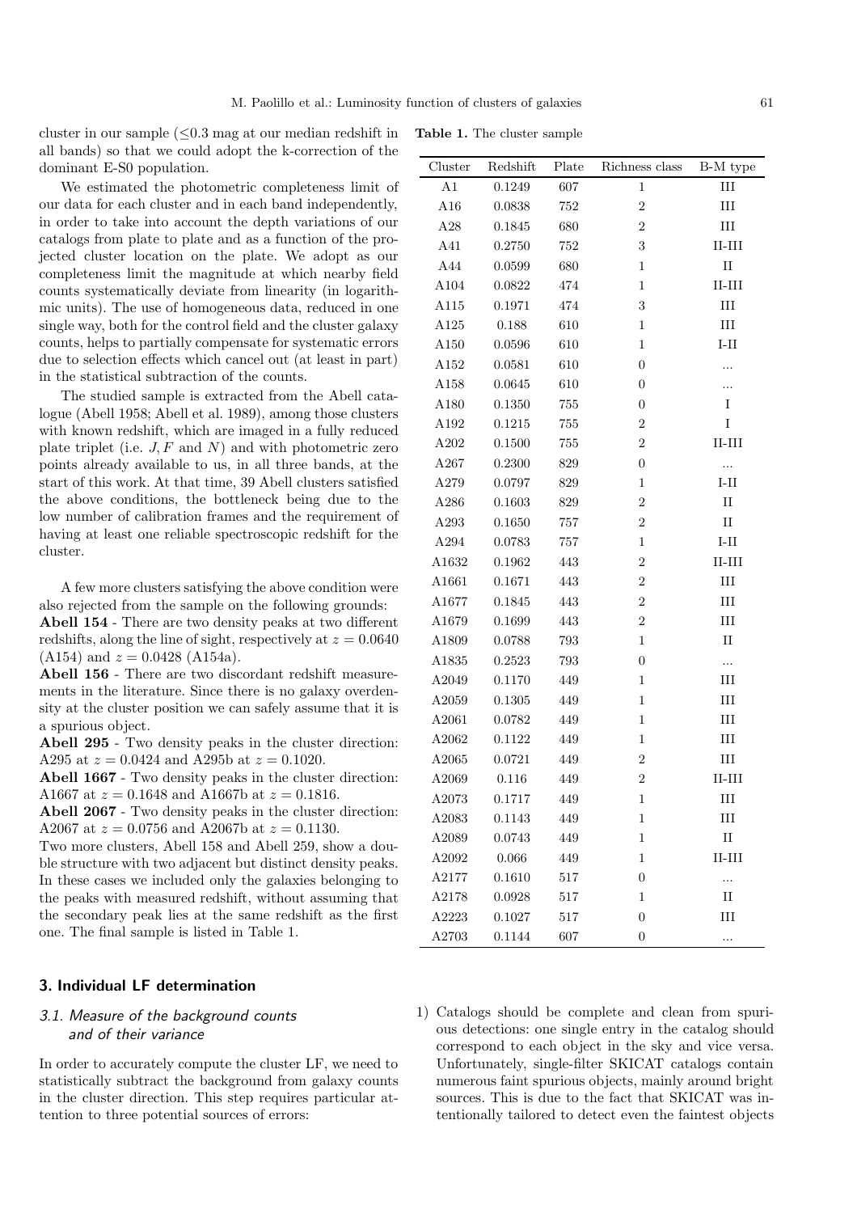cluster in our sample (≤0.3 mag at our median redshift in all bands) so that we could adopt the k-correction of the dominant E-S0 population.

We estimated the photometric completeness limit of our data for each cluster and in each band independently, in order to take into account the depth variations of our catalogs from plate to plate and as a function of the projected cluster location on the plate. We adopt as our completeness limit the magnitude at which nearby field counts systematically deviate from linearity (in logarithmic units). The use of homogeneous data, reduced in one single way, both for the control field and the cluster galaxy counts, helps to partially compensate for systematic errors due to selection effects which cancel out (at least in part) in the statistical subtraction of the counts.

The studied sample is extracted from the Abell catalogue (Abell 1958; Abell et al. 1989), among those clusters with known redshift, which are imaged in a fully reduced plate triplet (i.e. $J, F$ and $N$) and with photometric zero points already available to us, in all three bands, at the start of this work. At that time, 39 Abell clusters satisfied the above conditions, the bottleneck being due to the low number of calibration frames and the requirement of having at least one reliable spectroscopic redshift for the cluster.

A few more clusters satisfying the above condition were also rejected from the sample on the following grounds:

**Abell 154** - There are two density peaks at two different redshifts, along the line of sight, respectively at $z = 0.0640$ (A154) and $z = 0.0428$ (A154a).

**Abell 156** - There are two discordant redshift measurements in the literature. Since there is no galaxy overdensity at the cluster position we can safely assume that it is a spurious object.

**Abell 295** - Two density peaks in the cluster direction: A295 at $z = 0.0424$ and A295b at $z = 0.1020$.

**Abell 1667** - Two density peaks in the cluster direction: A1667 at $z = 0.1648$ and A1667b at $z = 0.1816$.

**Abell 2067** - Two density peaks in the cluster direction: A2067 at $z = 0.0756$ and A2067b at $z = 0.1130$.

Two more clusters, Abell 158 and Abell 259, show a double structure with two adjacent but distinct density peaks. In these cases we included only the galaxies belonging to the peaks with measured redshift, without assuming that the secondary peak lies at the same redshift as the first one. The final sample is listed in Table 1.

**Table 1.** The cluster sample

| Cluster | Redshift | Plate | Richness class | B-M type |
|---|---|---|---|---|
| A1 | 0.1249 | 607 | 1 | III |
| A16 | 0.0838 | 752 | 2 | III |
| A28 | 0.1845 | 680 | 2 | III |
| A41 | 0.2750 | 752 | 3 | II-III |
| A44 | 0.0599 | 680 | 1 | II |
| A104 | 0.0822 | 474 | 1 | II-III |
| A115 | 0.1971 | 474 | 3 | III |
| A125 | 0.188 | 610 | 1 | III |
| A150 | 0.0596 | 610 | 1 | I-II |
| A152 | 0.0581 | 610 | 0 | ... |
| A158 | 0.0645 | 610 | 0 | ... |
| A180 | 0.1350 | 755 | 0 | I |
| A192 | 0.1215 | 755 | 2 | I |
| A202 | 0.1500 | 755 | 2 | II-III |
| A267 | 0.2300 | 829 | 0 | ... |
| A279 | 0.0797 | 829 | 1 | I-II |
| A286 | 0.1603 | 829 | 2 | II |
| A293 | 0.1650 | 757 | 2 | II |
| A294 | 0.0783 | 757 | 1 | I-II |
| A1632 | 0.1962 | 443 | 2 | II-III |
| A1661 | 0.1671 | 443 | 2 | III |
| A1677 | 0.1845 | 443 | 2 | III |
| A1679 | 0.1699 | 443 | 2 | III |
| A1809 | 0.0788 | 793 | 1 | II |
| A1835 | 0.2523 | 793 | 0 | ... |
| A2049 | 0.1170 | 449 | 1 | III |
| A2059 | 0.1305 | 449 | 1 | III |
| A2061 | 0.0782 | 449 | 1 | III |
| A2062 | 0.1122 | 449 | 1 | III |
| A2065 | 0.0721 | 449 | 2 | III |
| A2069 | 0.116 | 449 | 2 | II-III |
| A2073 | 0.1717 | 449 | 1 | III |
| A2083 | 0.1143 | 449 | 1 | III |
| A2089 | 0.0743 | 449 | 1 | II |
| A2092 | 0.066 | 449 | 1 | II-III |
| A2177 | 0.1610 | 517 | 0 | ... |
| A2178 | 0.0928 | 517 | 1 | II |
| A2223 | 0.1027 | 517 | 0 | III |
| A2703 | 0.1144 | 607 | 0 | ... |

## 3. Individual LF determination

### 3.1. Measure of the background counts and of their variance

In order to accurately compute the cluster LF, we need to statistically subtract the background from galaxy counts in the cluster direction. This step requires particular attention to three potential sources of errors:

1) Catalogs should be complete and clean from spurious detections: one single entry in the catalog should correspond to each object in the sky and vice versa. Unfortunately, single-filter SKICAT catalogs contain numerous faint spurious objects, mainly around bright sources. This is due to the fact that SKICAT was intentionally tailored to detect even the faintest objects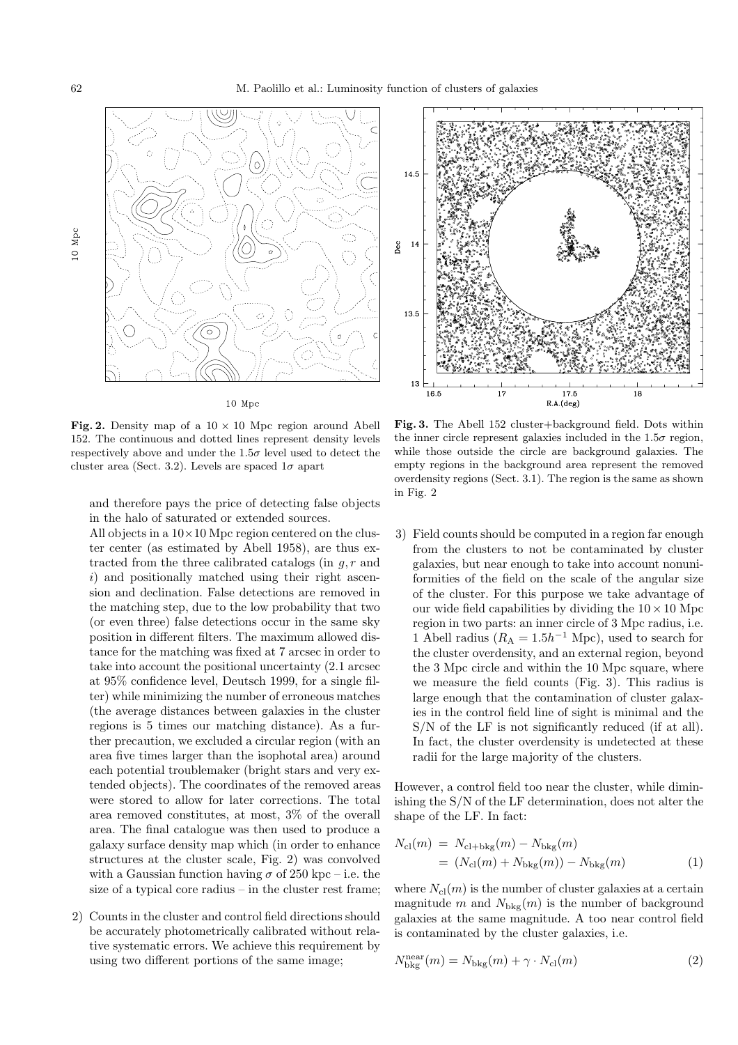10 Mpc

10 Mpc

**Fig. 2.** Density map of a $10 \times 10$ Mpc region around Abell 152. The continuous and dotted lines represent density levels respectively above and under the $1.5\sigma$ level used to detect the cluster area (Sect. 3.2). Levels are spaced $1\sigma$ apart

Dec

R.A.(deg)

14.5

14

13.5

13

16.5

17

17.5

18

**Fig. 3.** The Abell 152 cluster+background field. Dots within the inner circle represent galaxies included in the $1.5\sigma$ region, while those outside the circle are background galaxies. The empty regions in the background area represent the removed overdensity regions (Sect. 3.1). The region is the same as shown in Fig. 2

and therefore pays the price of detecting false objects in the halo of saturated or extended sources.

All objects in a $10 \times 10$ Mpc region centered on the cluster center (as estimated by Abell 1958), are thus extracted from the three calibrated catalogs (in $g, r$ and $i$) and positionally matched using their right ascension and declination. False detections are removed in the matching step, due to the low probability that two (or even three) false detections occur in the same sky position in different filters. The maximum allowed distance for the matching was fixed at 7 arcsec in order to take into account the positional uncertainty (2.1 arcsec at 95% confidence level, Deutsch 1999, for a single filter) while minimizing the number of erroneous matches (the average distances between galaxies in the cluster regions is 5 times our matching distance). As a further precaution, we excluded a circular region (with an area five times larger than the isophotal area) around each potential troublemaker (bright stars and very extended objects). The coordinates of the removed areas were stored to allow for later corrections. The total area removed constitutes, at most, 3% of the overall area. The final catalogue was then used to produce a galaxy surface density map which (in order to enhance structures at the cluster scale, Fig. 2) was convolved with a Gaussian function having $\sigma$ of 250 kpc – i.e. the size of a typical core radius – in the cluster rest frame;

2) Counts in the cluster and control field directions should be accurately photometrically calibrated without relative systematic errors. We achieve this requirement by using two different portions of the same image;

3) Field counts should be computed in a region far enough from the clusters to not be contaminated by cluster galaxies, but near enough to take into account nonuniformities of the field on the scale of the angular size of the cluster. For this purpose we take advantage of our wide field capabilities by dividing the $10 \times 10$ Mpc region in two parts: an inner circle of 3 Mpc radius, i.e. 1 Abell radius ($R_{\rm A} = 1.5h^{-1}$ Mpc), used to search for the cluster overdensity, and an external region, beyond the 3 Mpc circle and within the 10 Mpc square, where we measure the field counts (Fig. 3). This radius is large enough that the contamination of cluster galaxies in the control field line of sight is minimal and the S/N of the LF is not significantly reduced (if at all). In fact, the cluster overdensity is undetected at these radii for the large majority of the clusters.

However, a control field too near the cluster, while diminishing the S/N of the LF determination, does not alter the shape of the LF. In fact:

$$
\begin{aligned}
N_{\rm cl}(m) &= N_{\rm cl+bkg}(m) - N_{\rm bkg}(m) \\
&= (N_{\rm cl}(m) + N_{\rm bkg}(m)) - N_{\rm bkg}(m) \qquad (1)
\end{aligned}
$$

where $N_{\rm cl}(m)$ is the number of cluster galaxies at a certain magnitude $m$ and $N_{\rm bkg}(m)$ is the number of background galaxies at the same magnitude. A too near control field is contaminated by the cluster galaxies, i.e.

$$
N_{\rm bkg}^{\rm near}(m) = N_{\rm bkg}(m) + \gamma \cdot N_{\rm cl}(m) \qquad (2)
$$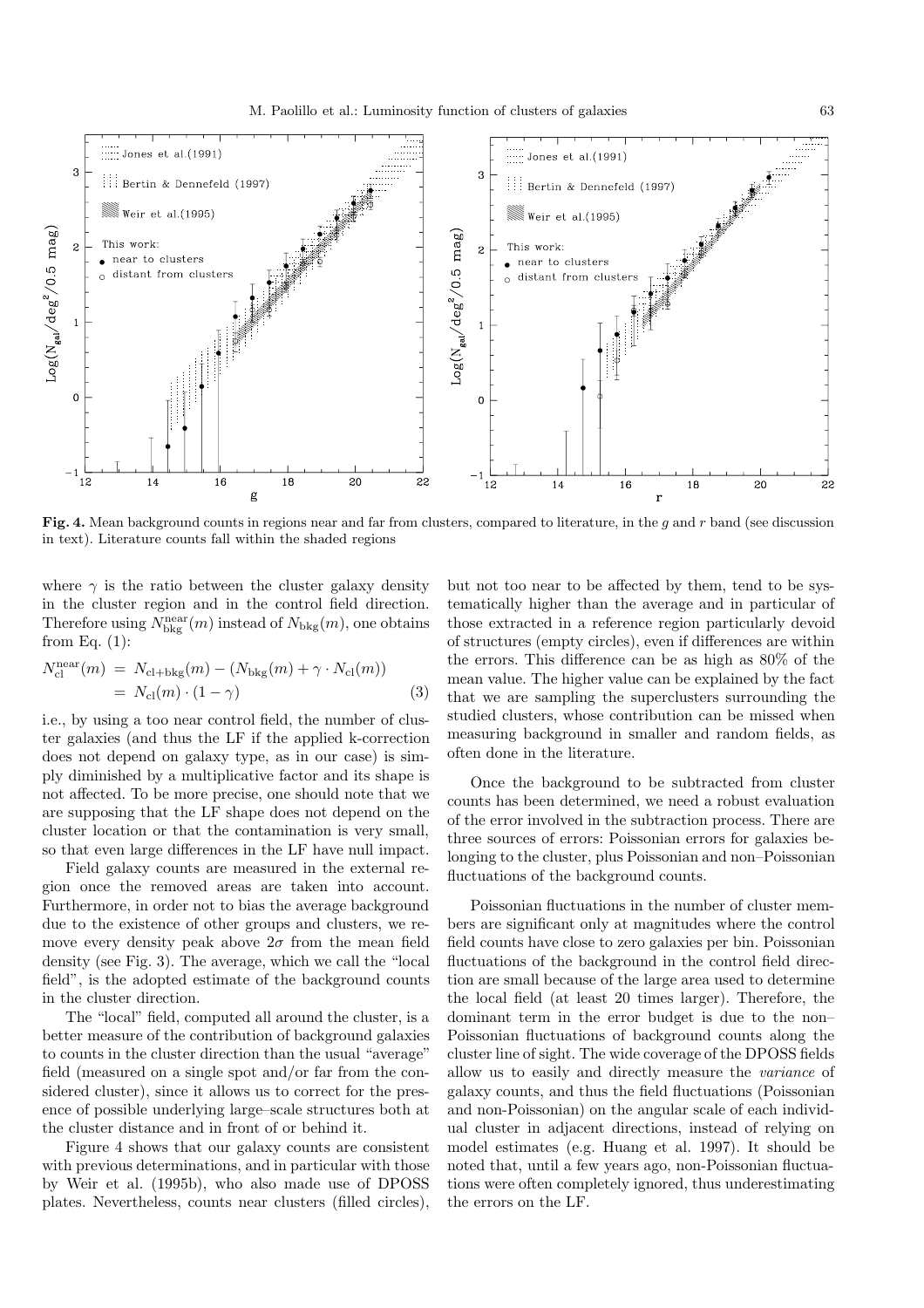Jones et al.(1991)

Bertin & Dennefeld (1997)

Weir et al.(1995)

This work:

near to clusters

distant from clusters

Log($N_{gal}$/deg$^2$/0.5 mag)

g

r

**Fig. 4.** Mean background counts in regions near and far from clusters, compared to literature, in the $g$ and $r$ band (see discussion in text). Literature counts fall within the shaded regions

where $\gamma$ is the ratio between the cluster galaxy density in the cluster region and in the control field direction. Therefore using $N_{\rm bkg}^{\rm near}(m)$ instead of $N_{\rm bkg}(m)$, one obtains from Eq. (1):

$$
\begin{aligned}
N_{\rm cl}^{\rm near}(m) &= N_{\rm cl+bkg}(m) - (N_{\rm bkg}(m) + \gamma \cdot N_{\rm cl}(m)) \\
&= N_{\rm cl}(m) \cdot (1 - \gamma) \qquad (3)
\end{aligned}
$$

i.e., by using a too near control field, the number of cluster galaxies (and thus the LF if the applied k-correction does not depend on galaxy type, as in our case) is simply diminished by a multiplicative factor and its shape is not affected. To be more precise, one should note that we are supposing that the LF shape does not depend on the cluster location or that the contamination is very small, so that even large differences in the LF have null impact.

Field galaxy counts are measured in the external region once the removed areas are taken into account. Furthermore, in order not to bias the average background due to the existence of other groups and clusters, we remove every density peak above $2\sigma$ from the mean field density (see Fig. 3). The average, which we call the "local field", is the adopted estimate of the background counts in the cluster direction.

The "local" field, computed all around the cluster, is a better measure of the contribution of background galaxies to counts in the cluster direction than the usual "average" field (measured on a single spot and/or far from the considered cluster), since it allows us to correct for the presence of possible underlying large–scale structures both at the cluster distance and in front of or behind it.

Figure 4 shows that our galaxy counts are consistent with previous determinations, and in particular with those by Weir et al. (1995b), who also made use of DPOSS plates. Nevertheless, counts near clusters (filled circles), but not too near to be affected by them, tend to be systematically higher than the average and in particular of those extracted in a reference region particularly devoid of structures (empty circles), even if differences are within the errors. This difference can be as high as 80% of the mean value. The higher value can be explained by the fact that we are sampling the superclusters surrounding the studied clusters, whose contribution can be missed when measuring background in smaller and random fields, as often done in the literature.

Once the background to be subtracted from cluster counts has been determined, we need a robust evaluation of the error involved in the subtraction process. There are three sources of errors: Poissonian errors for galaxies belonging to the cluster, plus Poissonian and non–Poissonian fluctuations of the background counts.

Poissonian fluctuations in the number of cluster members are significant only at magnitudes where the control field counts have close to zero galaxies per bin. Poissonian fluctuations of the background in the control field direction are small because of the large area used to determine the local field (at least 20 times larger). Therefore, the dominant term in the error budget is due to the non–Poissonian fluctuations of background counts along the cluster line of sight. The wide coverage of the DPOSS fields allow us to easily and directly measure the *variance* of galaxy counts, and thus the field fluctuations (Poissonian and non-Poissonian) on the angular scale of each individual cluster in adjacent directions, instead of relying on model estimates (e.g. Huang et al. 1997). It should be noted that, until a few years ago, non-Poissonian fluctuations were often completely ignored, thus underestimating the errors on the LF.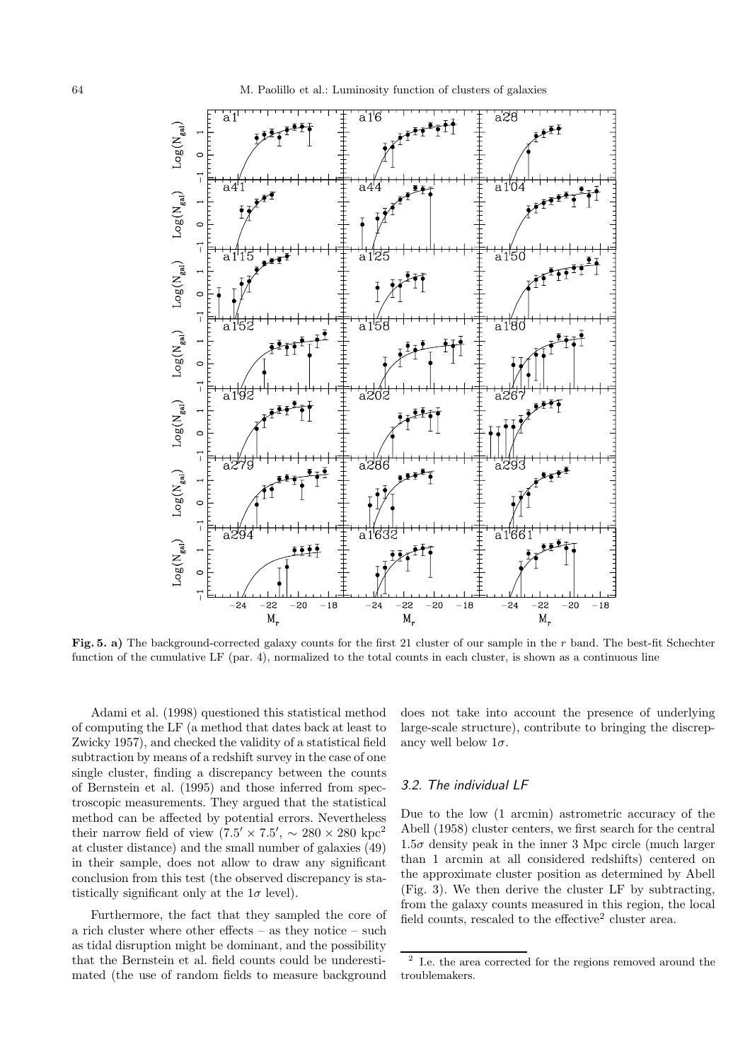a1
a16
a28
a41
a44
a104
a115
a125
a150
a152
a158
a180
a192
a202
a267
a279
a286
a293
a294
a1632
a1661

$\mathrm{Log}(N_{gal})$

1
0
−1

−24 −22 −20 −18

$M_r$

**Fig. 5. a)** The background-corrected galaxy counts for the first 21 cluster of our sample in the $r$ band. The best-fit Schechter function of the cumulative LF (par. 4), normalized to the total counts in each cluster, is shown as a continuous line

Adami et al. (1998) questioned this statistical method of computing the LF (a method that dates back at least to Zwicky 1957), and checked the validity of a statistical field subtraction by means of a redshift survey in the case of one single cluster, finding a discrepancy between the counts of Bernstein et al. (1995) and those inferred from spectroscopic measurements. They argued that the statistical method can be affected by potential errors. Nevertheless their narrow field of view ($7.5' \times 7.5'$, $\sim 280 \times 280$ kpc$^2$ at cluster distance) and the small number of galaxies (49) in their sample, does not allow to draw any significant conclusion from this test (the observed discrepancy is statistically significant only at the $1\sigma$ level).

Furthermore, the fact that they sampled the core of a rich cluster where other effects – as they notice – such as tidal disruption might be dominant, and the possibility that the Bernstein et al. field counts could be underestimated (the use of random fields to measure background does not take into account the presence of underlying large-scale structure), contribute to bringing the discrepancy well below $1\sigma$.

### 3.2. The individual LF

Due to the low (1 arcmin) astrometric accuracy of the Abell (1958) cluster centers, we first search for the central $1.5\sigma$ density peak in the inner 3 Mpc circle (much larger than 1 arcmin at all considered redshifts) centered on the approximate cluster position as determined by Abell (Fig. 3). We then derive the cluster LF by subtracting, from the galaxy counts measured in this region, the local field counts, rescaled to the effective[2] cluster area.

[2] I.e. the area corrected for the regions removed around the troublemakers.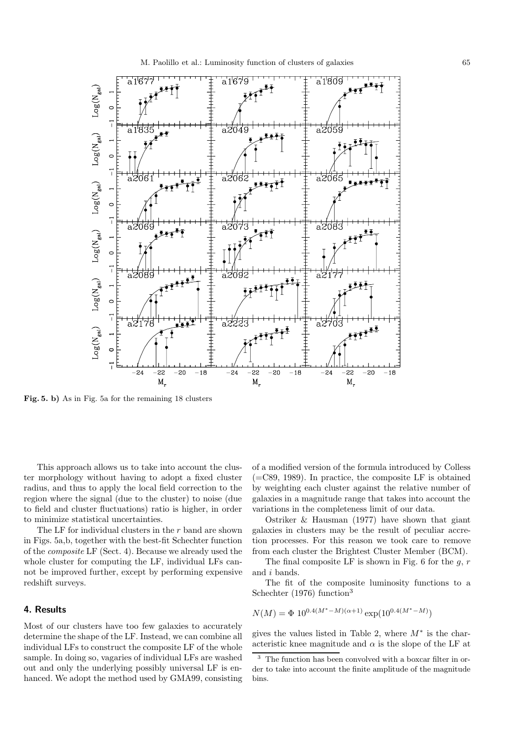a1677
a1679
a1809
a1835
a2049
a2059
a2061
a2062
a2065
a2069
a2073
a2083
a2089
a2092
a2177
a2178
a2223
a2703

Log($N_{gal}$)

$M_r$

−24 −22 −20 −18

−1 0 1

**Fig. 5. b)** As in Fig. 5a for the remaining 18 clusters

This approach allows us to take into account the cluster morphology without having to adopt a fixed cluster radius, and thus to apply the local field correction to the region where the signal (due to the cluster) to noise (due to field and cluster fluctuations) ratio is higher, in order to minimize statistical uncertainties.

The LF for individual clusters in the $r$ band are shown in Figs. 5a,b, together with the best-fit Schechter function of the *composite* LF (Sect. 4). Because we already used the whole cluster for computing the LF, individual LFs cannot be improved further, except by performing expensive redshift surveys.

## 4. Results

Most of our clusters have too few galaxies to accurately determine the shape of the LF. Instead, we can combine all individual LFs to construct the composite LF of the whole sample. In doing so, vagaries of individual LFs are washed out and only the underlying possibly universal LF is enhanced. We adopt the method used by GMA99, consisting of a modified version of the formula introduced by Colless (=C89, 1989). In practice, the composite LF is obtained by weighting each cluster against the relative number of galaxies in a magnitude range that takes into account the variations in the completeness limit of our data.

Ostriker & Hausman (1977) have shown that giant galaxies in clusters may be the result of peculiar accretion processes. For this reason we took care to remove from each cluster the Brightest Cluster Member (BCM).

The final composite LF is shown in Fig. 6 for the $g$, $r$ and $i$ bands.

The fit of the composite luminosity functions to a Schechter (1976) function[3]

$$N(M) = \Phi\ 10^{0.4(M^{*}-M)(\alpha+1)} \exp(10^{0.4(M^{*}-M)})$$

gives the values listed in Table 2, where $M^{*}$ is the characteristic knee magnitude and $\alpha$ is the slope of the LF at

[3] The function has been convolved with a boxcar filter in order to take into account the finite amplitude of the magnitude bins.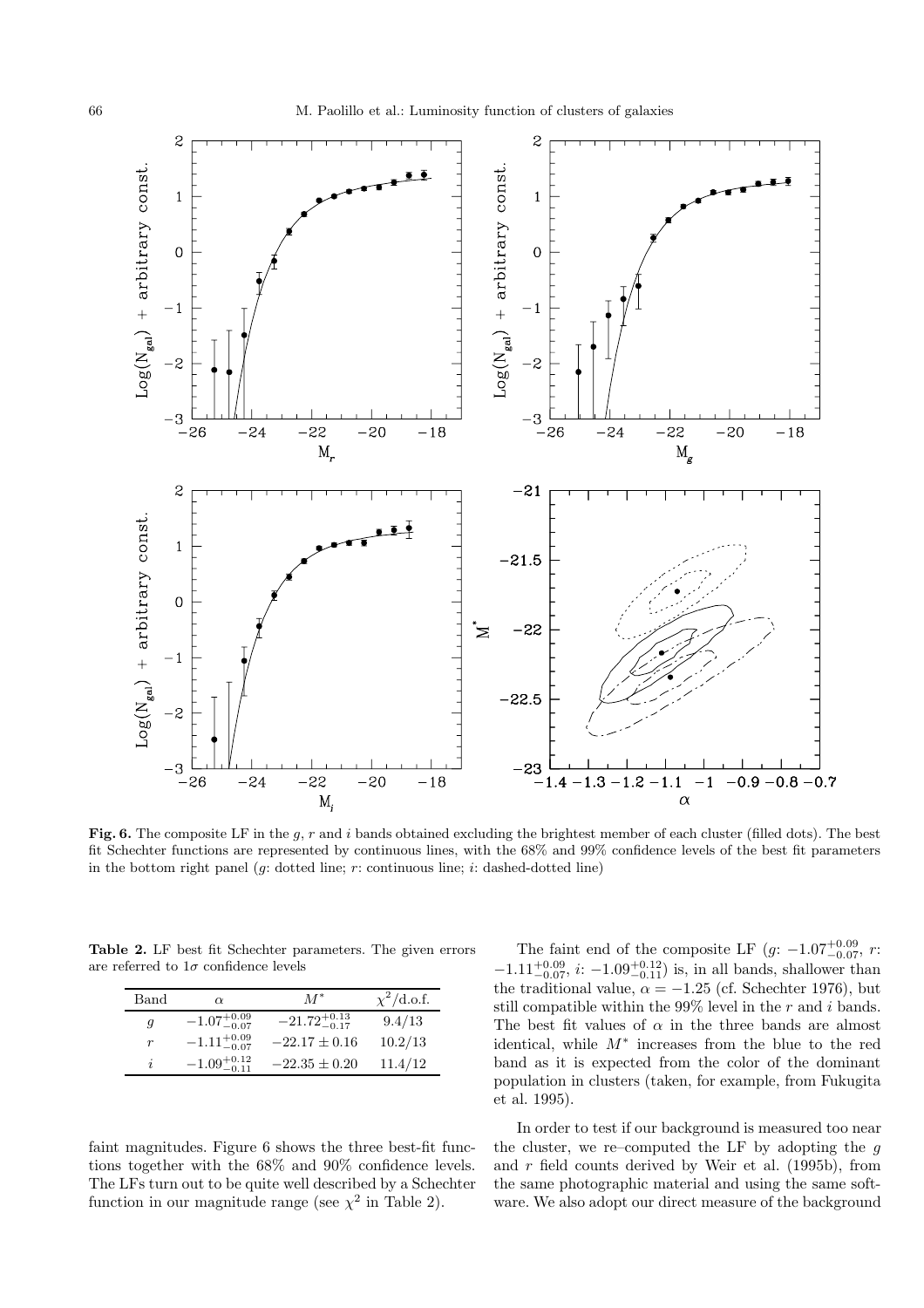−26 −24 −22 −20 −18

$M_r$

$\mathrm{Log}(N_{gal})$ + arbitrary const.

2 1 0 −1 −2 −3

−26 −24 −22 −20 −18

$M_g$

$\mathrm{Log}(N_{gal})$ + arbitrary const.

2 1 0 −1 −2 −3

−26 −24 −22 −20 −18

$M_i$

$\mathrm{Log}(N_{gal})$ + arbitrary const.

2 1 0 −1 −2 −3

−1.4 −1.3 −1.2 −1.1 −1 −0.9 −0.8 −0.7

$\alpha$

$M^*$

−21 −21.5 −22 −22.5 −23

**Fig. 6.** The composite LF in the $g$, $r$ and $i$ bands obtained excluding the brightest member of each cluster (filled dots). The best fit Schechter functions are represented by continuous lines, with the 68% and 99% confidence levels of the best fit parameters in the bottom right panel ($g$: dotted line; $r$: continuous line; $i$: dashed-dotted line)

**Table 2.** LF best fit Schechter parameters. The given errors are referred to $1\sigma$ confidence levels

| Band | $\alpha$ | $M^*$ | $\chi^2$/d.o.f. |
|---|---|---|---|
| $g$ | $-1.07^{+0.09}_{-0.07}$ | $-21.72^{+0.13}_{-0.17}$ | 9.4/13 |
| $r$ | $-1.11^{+0.09}_{-0.07}$ | $-22.17 \pm 0.16$ | 10.2/13 |
| $i$ | $-1.09^{+0.12}_{-0.11}$ | $-22.35 \pm 0.20$ | 11.4/12 |

faint magnitudes. Figure 6 shows the three best-fit functions together with the 68% and 90% confidence levels. The LFs turn out to be quite well described by a Schechter function in our magnitude range (see $\chi^2$ in Table 2).

The faint end of the composite LF ($g$: $-1.07^{+0.09}_{-0.07}$, $r$: $-1.11^{+0.09}_{-0.07}$, $i$: $-1.09^{+0.12}_{-0.11}$) is, in all bands, shallower than the traditional value, $\alpha = -1.25$ (cf. Schechter 1976), but still compatible within the 99% level in the $r$ and $i$ bands. The best fit values of $\alpha$ in the three bands are almost identical, while $M^*$ increases from the blue to the red band as it is expected from the color of the dominant population in clusters (taken, for example, from Fukugita et al. 1995).

In order to test if our background is measured too near the cluster, we re–computed the LF by adopting the $g$ and $r$ field counts derived by Weir et al. (1995b), from the same photographic material and using the same software. We also adopt our direct measure of the background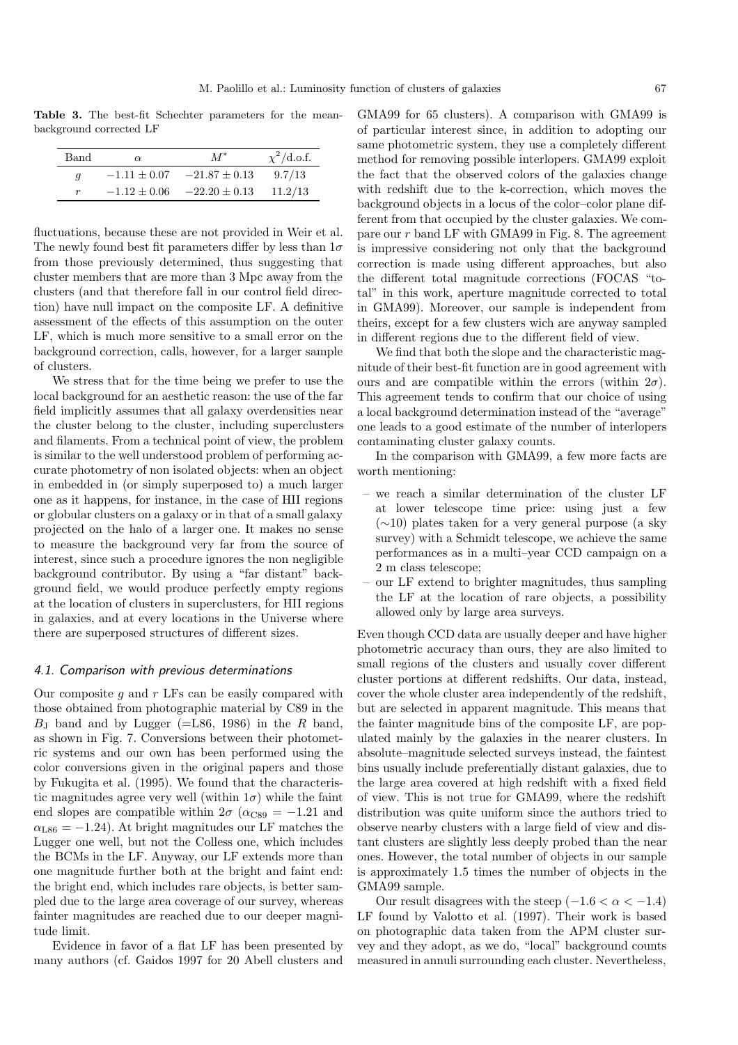**Table 3.** The best-fit Schechter parameters for the mean-background corrected LF

| Band | $\alpha$ | $M^*$ | $\chi^2$/d.o.f. |
|---|---|---|---|
| $g$ | $-1.11 \pm 0.07$ | $-21.87 \pm 0.13$ | 9.7/13 |
| $r$ | $-1.12 \pm 0.06$ | $-22.20 \pm 0.13$ | 11.2/13 |

fluctuations, because these are not provided in Weir et al. The newly found best fit parameters differ by less than $1\sigma$ from those previously determined, thus suggesting that cluster members that are more than 3 Mpc away from the clusters (and that therefore fall in our control field direction) have null impact on the composite LF. A definitive assessment of the effects of this assumption on the outer LF, which is much more sensitive to a small error on the background correction, calls, however, for a larger sample of clusters.

We stress that for the time being we prefer to use the local background for an aesthetic reason: the use of the far field implicitly assumes that all galaxy overdensities near the cluster belong to the cluster, including superclusters and filaments. From a technical point of view, the problem is similar to the well understood problem of performing accurate photometry of non isolated objects: when an object in embedded in (or simply superposed to) a much larger one as it happens, for instance, in the case of HII regions or globular clusters on a galaxy or in that of a small galaxy projected on the halo of a larger one. It makes no sense to measure the background very far from the source of interest, since such a procedure ignores the non negligible background contributor. By using a "far distant" background field, we would produce perfectly empty regions at the location of clusters in superclusters, for HII regions in galaxies, and at every locations in the Universe where there are superposed structures of different sizes.

### 4.1. Comparison with previous determinations

Our composite $g$ and $r$ LFs can be easily compared with those obtained from photographic material by C89 in the $B_{\rm J}$ band and by Lugger (=L86, 1986) in the $R$ band, as shown in Fig. 7. Conversions between their photometric systems and our own has been performed using the color conversions given in the original papers and those by Fukugita et al. (1995). We found that the characteristic magnitudes agree very well (within $1\sigma$) while the faint end slopes are compatible within $2\sigma$ ($\alpha_{\rm C89} = -1.21$ and $\alpha_{\rm L86} = -1.24$). At bright magnitudes our LF matches the Lugger one well, but not the Colless one, which includes the BCMs in the LF. Anyway, our LF extends more than one magnitude further both at the bright and faint end: the bright end, which includes rare objects, is better sampled due to the large area coverage of our survey, whereas fainter magnitudes are reached due to our deeper magnitude limit.

Evidence in favor of a flat LF has been presented by many authors (cf. Gaidos 1997 for 20 Abell clusters and GMA99 for 65 clusters). A comparison with GMA99 is of particular interest since, in addition to adopting our same photometric system, they use a completely different method for removing possible interlopers. GMA99 exploit the fact that the observed colors of the galaxies change with redshift due to the k-correction, which moves the background objects in a locus of the color–color plane different from that occupied by the cluster galaxies. We compare our $r$ band LF with GMA99 in Fig. 8. The agreement is impressive considering not only that the background correction is made using different approaches, but also the different total magnitude corrections (FOCAS "total" in this work, aperture magnitude corrected to total in GMA99). Moreover, our sample is independent from theirs, except for a few clusters wich are anyway sampled in different regions due to the different field of view.

We find that both the slope and the characteristic magnitude of their best-fit function are in good agreement with ours and are compatible within the errors (within $2\sigma$). This agreement tends to confirm that our choice of using a local background determination instead of the "average" one leads to a good estimate of the number of interlopers contaminating cluster galaxy counts.

In the comparison with GMA99, a few more facts are worth mentioning:

– we reach a similar determination of the cluster LF at lower telescope time price: using just a few ($\sim$10) plates taken for a very general purpose (a sky survey) with a Schmidt telescope, we achieve the same performances as in a multi–year CCD campaign on a 2 m class telescope;

– our LF extend to brighter magnitudes, thus sampling the LF at the location of rare objects, a possibility allowed only by large area surveys.

Even though CCD data are usually deeper and have higher photometric accuracy than ours, they are also limited to small regions of the clusters and usually cover different cluster portions at different redshifts. Our data, instead, cover the whole cluster area independently of the redshift, but are selected in apparent magnitude. This means that the fainter magnitude bins of the composite LF, are populated mainly by the galaxies in the nearer clusters. In absolute–magnitude selected surveys instead, the faintest bins usually include preferentially distant galaxies, due to the large area covered at high redshift with a fixed field of view. This is not true for GMA99, where the redshift distribution was quite uniform since the authors tried to observe nearby clusters with a large field of view and distant clusters are slightly less deeply probed than the near ones. However, the total number of objects in our sample is approximately 1.5 times the number of objects in the GMA99 sample.

Our result disagrees with the steep ($-1.6 < \alpha < -1.4$) LF found by Valotto et al. (1997). Their work is based on photographic data taken from the APM cluster survey and they adopt, as we do, "local" background counts measured in annuli surrounding each cluster. Nevertheless,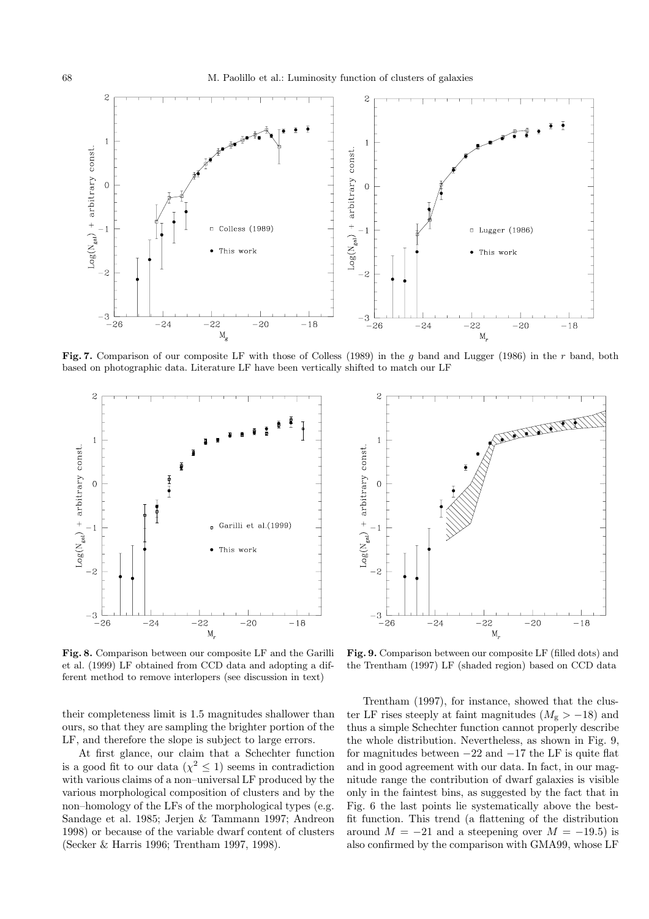Log($N_{gal}$) + arbitrary const.

□ Colless (1989)

● This work

$M_g$

Log($N_{gal}$) + arbitrary const.

□ Lugger (1986)

● This work

$M_r$

**Fig. 7.** Comparison of our composite LF with those of Colless (1989) in the $g$ band and Lugger (1986) in the $r$ band, both based on photographic data. Literature LF have been vertically shifted to match our LF

Log($N_{gal}$) + arbitrary const.

□ Garilli et al.(1999)

● This work

$M_r$

**Fig. 8.** Comparison between our composite LF and the Garilli et al. (1999) LF obtained from CCD data and adopting a different method to remove interlopers (see discussion in text)

Log($N_{gal}$) + arbitrary const.

$M_r$

**Fig. 9.** Comparison between our composite LF (filled dots) and the Trentham (1997) LF (shaded region) based on CCD data

their completeness limit is 1.5 magnitudes shallower than ours, so that they are sampling the brighter portion of the LF, and therefore the slope is subject to large errors.

At first glance, our claim that a Schechter function is a good fit to our data ($\chi^2 \leq 1$) seems in contradiction with various claims of a non–universal LF produced by the various morphological composition of clusters and by the non–homology of the LFs of the morphological types (e.g. Sandage et al. 1985; Jerjen & Tammann 1997; Andreon 1998) or because of the variable dwarf content of clusters (Secker & Harris 1996; Trentham 1997, 1998).

Trentham (1997), for instance, showed that the cluster LF rises steeply at faint magnitudes ($M_g > -18$) and thus a simple Schechter function cannot properly describe the whole distribution. Nevertheless, as shown in Fig. 9, for magnitudes between $-22$ and $-17$ the LF is quite flat and in good agreement with our data. In fact, in our magnitude range the contribution of dwarf galaxies is visible only in the faintest bins, as suggested by the fact that in Fig. 6 the last points lie systematically above the best-fit function. This trend (a flattening of the distribution around $M = -21$ and a steepening over $M = -19.5$) is also confirmed by the comparison with GMA99, whose LF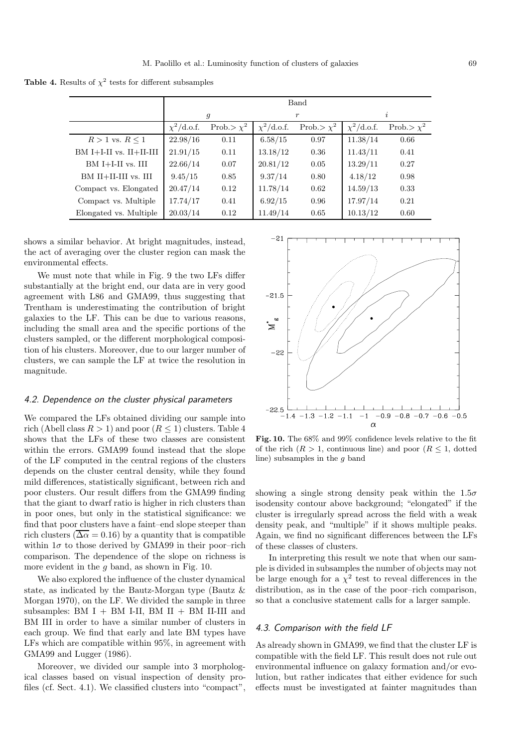**Table 4.** Results of $\chi^2$ tests for different subsamples

| | Band | | | | | |
|---|---|---|---|---|---|---|
| | $g$ | | $r$ | | $i$ | |
| | $\chi^2$/d.o.f. | Prob.$> \chi^2$ | $\chi^2$/d.o.f. | Prob.$> \chi^2$ | $\chi^2$/d.o.f. | Prob.$> \chi^2$ |
| $R > 1$ vs. $R \leq 1$ | 22.98/16 | 0.11 | 6.58/15 | 0.97 | 11.38/14 | 0.66 |
| BM I+I-II vs. II+II-III | 21.91/15 | 0.11 | 13.18/12 | 0.36 | 11.43/11 | 0.41 |
| BM I+I-II vs. III | 22.66/14 | 0.07 | 20.81/12 | 0.05 | 13.29/11 | 0.27 |
| BM II+II-III vs. III | 9.45/15 | 0.85 | 9.37/14 | 0.80 | 4.18/12 | 0.98 |
| Compact vs. Elongated | 20.47/14 | 0.12 | 11.78/14 | 0.62 | 14.59/13 | 0.33 |
| Compact vs. Multiple | 17.74/17 | 0.41 | 6.92/15 | 0.96 | 17.97/14 | 0.21 |
| Elongated vs. Multiple | 20.03/14 | 0.12 | 11.49/14 | 0.65 | 10.13/12 | 0.60 |

shows a similar behavior. At bright magnitudes, instead, the act of averaging over the cluster region can mask the environmental effects.

We must note that while in Fig. 9 the two LFs differ substantially at the bright end, our data are in very good agreement with L86 and GMA99, thus suggesting that Trentham is underestimating the contribution of bright galaxies to the LF. This can be due to various reasons, including the small area and the specific portions of the clusters sampled, or the different morphological composition of his clusters. Moreover, due to our larger number of clusters, we can sample the LF at twice the resolution in magnitude.

### 4.2. Dependence on the cluster physical parameters

We compared the LFs obtained dividing our sample into rich (Abell class $R > 1$) and poor ($R \leq 1$) clusters. Table 4 shows that the LFs of these two classes are consistent within the errors. GMA99 found instead that the slope of the LF computed in the central regions of the clusters depends on the cluster central density, while they found mild differences, statistically significant, between rich and poor clusters. Our result differs from the GMA99 finding that the giant to dwarf ratio is higher in rich clusters than in poor ones, but only in the statistical significance: we find that poor clusters have a faint–end slope steeper than rich clusters ($\overline{\Delta\alpha} = 0.16$) by a quantity that is compatible within $1\sigma$ to those derived by GMA99 in their poor–rich comparison. The dependence of the slope on richness is more evident in the $g$ band, as shown in Fig. 10.

We also explored the influence of the cluster dynamical state, as indicated by the Bautz-Morgan type (Bautz & Morgan 1970), on the LF. We divided the sample in three subsamples: BM I + BM I-II, BM II + BM II-III and BM III in order to have a similar number of clusters in each group. We find that early and late BM types have LFs which are compatible within 95%, in agreement with GMA99 and Lugger (1986).

Moreover, we divided our sample into 3 morphological classes based on visual inspection of density profiles (cf. Sect. 4.1). We classified clusters into "compact", showing a single strong density peak within the $1.5\sigma$ isodensity contour above background; "elongated" if the cluster is irregularly spread across the field with a weak density peak, and "multiple" if it shows multiple peaks. Again, we find no significant differences between the LFs of these classes of clusters.

−21
−21.5
−22
−22.5
$M^*_g$
−1.4 −1.3 −1.2 −1.1 −1 −0.9 −0.8 −0.7 −0.6 −0.5
$\alpha$

**Fig. 10.** The 68% and 99% confidence levels relative to the fit of the rich ($R > 1$, continuous line) and poor ($R \leq 1$, dotted line) subsamples in the $g$ band

In interpreting this result we note that when our sample is divided in subsamples the number of objects may not be large enough for a $\chi^2$ test to reveal differences in the distribution, as in the case of the poor–rich comparison, so that a conclusive statement calls for a larger sample.

### 4.3. Comparison with the field LF

As already shown in GMA99, we find that the cluster LF is compatible with the field LF. This result does not rule out environmental influence on galaxy formation and/or evolution, but rather indicates that either evidence for such effects must be investigated at fainter magnitudes than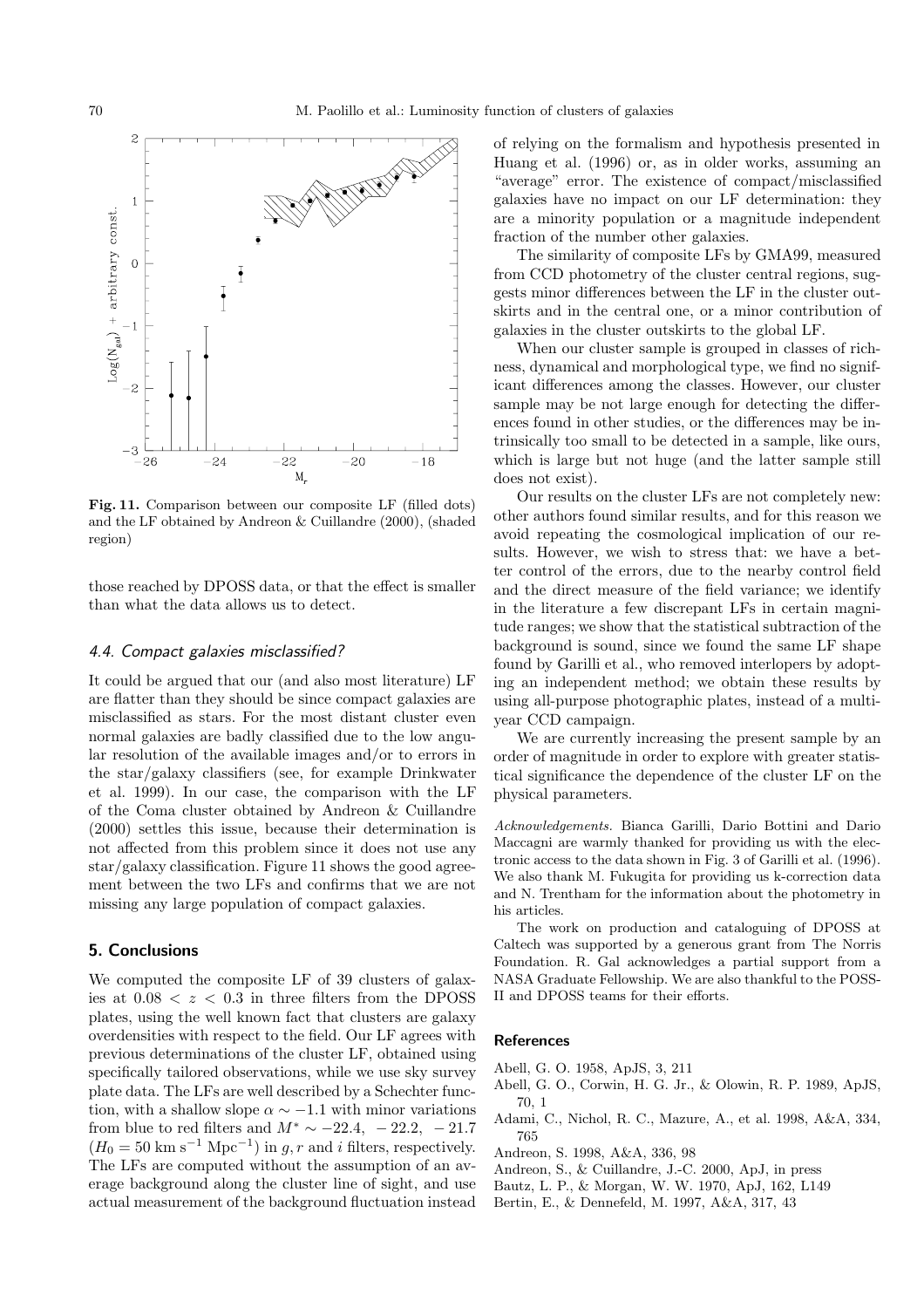2
1
0
−1
−2
−3
−26 −24 −22 −20 −18
$\text{Log}(N_{gal})$ + arbitrary const.
$M_r$

**Fig. 11.** Comparison between our composite LF (filled dots) and the LF obtained by Andreon & Cuillandre (2000), (shaded region)

those reached by DPOSS data, or that the effect is smaller than what the data allows us to detect.

### 4.4. Compact galaxies misclassified?

It could be argued that our (and also most literature) LF are flatter than they should be since compact galaxies are misclassified as stars. For the most distant cluster even normal galaxies are badly classified due to the low angular resolution of the available images and/or to errors in the star/galaxy classifiers (see, for example Drinkwater et al. 1999). In our case, the comparison with the LF of the Coma cluster obtained by Andreon & Cuillandre (2000) settles this issue, because their determination is not affected from this problem since it does not use any star/galaxy classification. Figure 11 shows the good agreement between the two LFs and confirms that we are not missing any large population of compact galaxies.

## 5. Conclusions

We computed the composite LF of 39 clusters of galaxies at $0.08 < z < 0.3$ in three filters from the DPOSS plates, using the well known fact that clusters are galaxy overdensities with respect to the field. Our LF agrees with previous determinations of the cluster LF, obtained using specifically tailored observations, while we use sky survey plate data. The LFs are well described by a Schechter function, with a shallow slope $\alpha \sim -1.1$ with minor variations from blue to red filters and $M^* \sim -22.4,\ -22.2,\ -21.7$ ($H_0 = 50$ km s$^{-1}$ Mpc$^{-1}$) in $g, r$ and $i$ filters, respectively. The LFs are computed without the assumption of an average background along the cluster line of sight, and use actual measurement of the background fluctuation instead of relying on the formalism and hypothesis presented in Huang et al. (1996) or, as in older works, assuming an "average" error. The existence of compact/misclassified galaxies have no impact on our LF determination: they are a minority population or a magnitude independent fraction of the number other galaxies.

The similarity of composite LFs by GMA99, measured from CCD photometry of the cluster central regions, suggests minor differences between the LF in the cluster outskirts and in the central one, or a minor contribution of galaxies in the cluster outskirts to the global LF.

When our cluster sample is grouped in classes of richness, dynamical and morphological type, we find no significant differences among the classes. However, our cluster sample may be not large enough for detecting the differences found in other studies, or the differences may be intrinsically too small to be detected in a sample, like ours, which is large but not huge (and the latter sample still does not exist).

Our results on the cluster LFs are not completely new: other authors found similar results, and for this reason we avoid repeating the cosmological implication of our results. However, we wish to stress that: we have a better control of the errors, due to the nearby control field and the direct measure of the field variance; we identify in the literature a few discrepant LFs in certain magnitude ranges; we show that the statistical subtraction of the background is sound, since we found the same LF shape found by Garilli et al., who removed interlopers by adopting an independent method; we obtain these results by using all-purpose photographic plates, instead of a multi-year CCD campaign.

We are currently increasing the present sample by an order of magnitude in order to explore with greater statistical significance the dependence of the cluster LF on the physical parameters.

*Acknowledgements.* Bianca Garilli, Dario Bottini and Dario Maccagni are warmly thanked for providing us with the electronic access to the data shown in Fig. 3 of Garilli et al. (1996). We also thank M. Fukugita for providing us k-correction data and N. Trentham for the information about the photometry in his articles.

The work on production and cataloguing of DPOSS at Caltech was supported by a generous grant from The Norris Foundation. R. Gal acknowledges a partial support from a NASA Graduate Fellowship. We are also thankful to the POSS-II and DPOSS teams for their efforts.

## References

Abell, G. O. 1958, ApJS, 3, 211
Abell, G. O., Corwin, H. G. Jr., & Olowin, R. P. 1989, ApJS, 70, 1
Adami, C., Nichol, R. C., Mazure, A., et al. 1998, A&A, 334, 765
Andreon, S. 1998, A&A, 336, 98
Andreon, S., & Cuillandre, J.-C. 2000, ApJ, in press
Bautz, L. P., & Morgan, W. W. 1970, ApJ, 162, L149
Bertin, E., & Dennefeld, M. 1997, A&A, 317, 43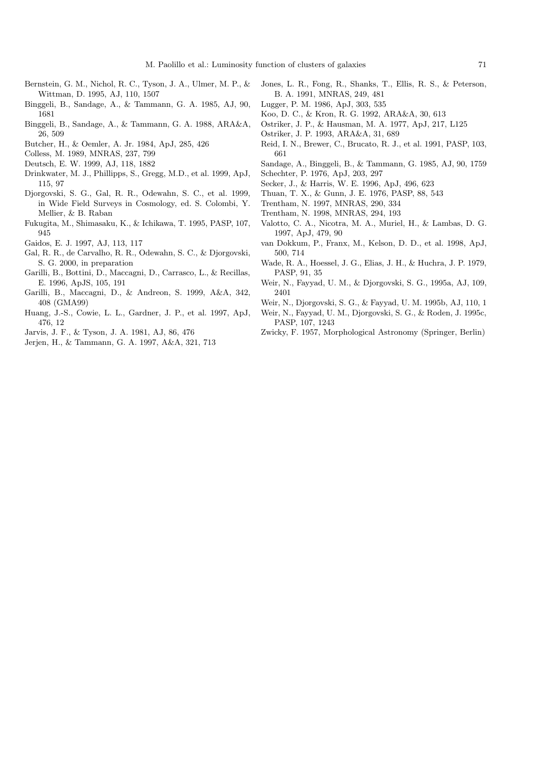Bernstein, G. M., Nichol, R. C., Tyson, J. A., Ulmer, M. P., & Wittman, D. 1995, AJ, 110, 1507

Binggeli, B., Sandage, A., & Tammann, G. A. 1985, AJ, 90, 1681

Binggeli, B., Sandage, A., & Tammann, G. A. 1988, ARA&A, 26, 509

Butcher, H., & Oemler, A. Jr. 1984, ApJ, 285, 426

Colless, M. 1989, MNRAS, 237, 799

Deutsch, E. W. 1999, AJ, 118, 1882

Drinkwater, M. J., Phillipps, S., Gregg, M.D., et al. 1999, ApJ, 115, 97

Djorgovski, S. G., Gal, R. R., Odewahn, S. C., et al. 1999, in Wide Field Surveys in Cosmology, ed. S. Colombi, Y. Mellier, & B. Raban

Fukugita, M., Shimasaku, K., & Ichikawa, T. 1995, PASP, 107, 945

Gaidos, E. J. 1997, AJ, 113, 117

Gal, R. R., de Carvalho, R. R., Odewahn, S. C., & Djorgovski, S. G. 2000, in preparation

Garilli, B., Bottini, D., Maccagni, D., Carrasco, L., & Recillas, E. 1996, ApJS, 105, 191

Garilli, B., Maccagni, D., & Andreon, S. 1999, A&A, 342, 408 (GMA99)

Huang, J.-S., Cowie, L. L., Gardner, J. P., et al. 1997, ApJ, 476, 12

Jarvis, J. F., & Tyson, J. A. 1981, AJ, 86, 476

Jerjen, H., & Tammann, G. A. 1997, A&A, 321, 713

Jones, L. R., Fong, R., Shanks, T., Ellis, R. S., & Peterson, B. A. 1991, MNRAS, 249, 481

Lugger, P. M. 1986, ApJ, 303, 535

Koo, D. C., & Kron, R. G. 1992, ARA&A, 30, 613

Ostriker, J. P., & Hausman, M. A. 1977, ApJ, 217, L125

Ostriker, J. P. 1993, ARA&A, 31, 689

Reid, I. N., Brewer, C., Brucato, R. J., et al. 1991, PASP, 103, 661

Sandage, A., Binggeli, B., & Tammann, G. 1985, AJ, 90, 1759

Schechter, P. 1976, ApJ, 203, 297

Secker, J., & Harris, W. E. 1996, ApJ, 496, 623

Thuan, T. X., & Gunn, J. E. 1976, PASP, 88, 543

Trentham, N. 1997, MNRAS, 290, 334

Trentham, N. 1998, MNRAS, 294, 193

Valotto, C. A., Nicotra, M. A., Muriel, H., & Lambas, D. G. 1997, ApJ, 479, 90

van Dokkum, P., Franx, M., Kelson, D. D., et al. 1998, ApJ, 500, 714

Wade, R. A., Hoessel, J. G., Elias, J. H., & Huchra, J. P. 1979, PASP, 91, 35

Weir, N., Fayyad, U. M., & Djorgovski, S. G., 1995a, AJ, 109, 2401

Weir, N., Djorgovski, S. G., & Fayyad, U. M. 1995b, AJ, 110, 1

Weir, N., Fayyad, U. M., Djorgovski, S. G., & Roden, J. 1995c, PASP, 107, 1243

Zwicky, F. 1957, Morphological Astronomy (Springer, Berlin)